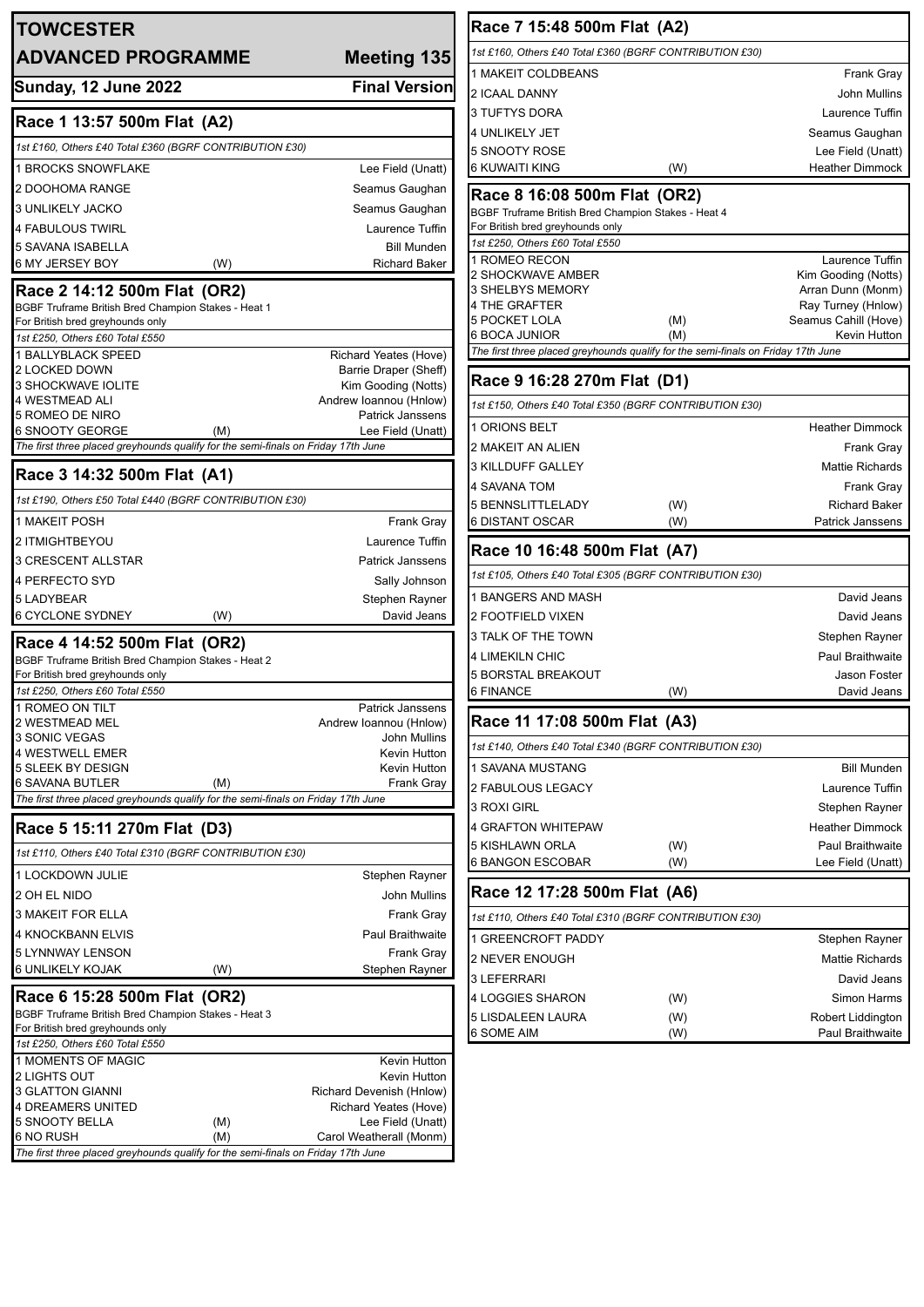# TOWCESTER

## ADVANCED PROGRAMME — Meeting 135

**Sunday, 12 June 2022** — **Final Version**

### Race 1 13:57 500m Flat (A2)

*1st £160, Others £40 Total £360 (BGRF CONTRIBUTION £30)*

| Trap | Greyhound | Seed | Trainer |
|---|---|---|---|
| 1 | BROCKS SNOWFLAKE | | Lee Field (Unatt) |
| 2 | DOOHOMA RANGE | | Seamus Gaughan |
| 3 | UNLIKELY JACKO | | Seamus Gaughan |
| 4 | FABULOUS TWIRL | | Laurence Tuffin |
| 5 | SAVANA ISABELLA | | Bill Munden |
| 6 | MY JERSEY BOY | (W) | Richard Baker |

### Race 2 14:12 500m Flat (OR2)

BGBF Truframe British Bred Champion Stakes - Heat 1
For British bred greyhounds only

*1st £250, Others £60 Total £550*

| Trap | Greyhound | Seed | Trainer |
|---|---|---|---|
| 1 | BALLYBLACK SPEED | | Richard Yeates (Hove) |
| 2 | LOCKED DOWN | | Barrie Draper (Sheff) |
| 3 | SHOCKWAVE IOLITE | | Kim Gooding (Notts) |
| 4 | WESTMEAD ALI | | Andrew Ioannou (Hnlow) |
| 5 | ROMEO DE NIRO | | Patrick Janssens |
| 6 | SNOOTY GEORGE | (M) | Lee Field (Unatt) |

*The first three placed greyhounds qualify for the semi-finals on Friday 17th June*

### Race 3 14:32 500m Flat (A1)

*1st £190, Others £50 Total £440 (BGRF CONTRIBUTION £30)*

| Trap | Greyhound | Seed | Trainer |
|---|---|---|---|
| 1 | MAKEIT POSH | | Frank Gray |
| 2 | ITMIGHTBEYOU | | Laurence Tuffin |
| 3 | CRESCENT ALLSTAR | | Patrick Janssens |
| 4 | PERFECTO SYD | | Sally Johnson |
| 5 | LADYBEAR | | Stephen Rayner |
| 6 | CYCLONE SYDNEY | (W) | David Jeans |

### Race 4 14:52 500m Flat (OR2)

BGBF Truframe British Bred Champion Stakes - Heat 2
For British bred greyhounds only

*1st £250, Others £60 Total £550*

| Trap | Greyhound | Seed | Trainer |
|---|---|---|---|
| 1 | ROMEO ON TILT | | Patrick Janssens |
| 2 | WESTMEAD MEL | | Andrew Ioannou (Hnlow) |
| 3 | SONIC VEGAS | | John Mullins |
| 4 | WESTWELL EMER | | Kevin Hutton |
| 5 | SLEEK BY DESIGN | | Kevin Hutton |
| 6 | SAVANA BUTLER | (M) | Frank Gray |

*The first three placed greyhounds qualify for the semi-finals on Friday 17th June*

### Race 5 15:11 270m Flat (D3)

*1st £110, Others £40 Total £310 (BGRF CONTRIBUTION £30)*

| Trap | Greyhound | Seed | Trainer |
|---|---|---|---|
| 1 | LOCKDOWN JULIE | | Stephen Rayner |
| 2 | OH EL NIDO | | John Mullins |
| 3 | MAKEIT FOR ELLA | | Frank Gray |
| 4 | KNOCKBANN ELVIS | | Paul Braithwaite |
| 5 | LYNNWAY LENSON | | Frank Gray |
| 6 | UNLIKELY KOJAK | (W) | Stephen Rayner |

### Race 6 15:28 500m Flat (OR2)

BGBF Truframe British Bred Champion Stakes - Heat 3
For British bred greyhounds only

*1st £250, Others £60 Total £550*

| Trap | Greyhound | Seed | Trainer |
|---|---|---|---|
| 1 | MOMENTS OF MAGIC | | Kevin Hutton |
| 2 | LIGHTS OUT | | Kevin Hutton |
| 3 | GLATTON GIANNI | | Richard Devenish (Hnlow) |
| 4 | DREAMERS UNITED | | Richard Yeates (Hove) |
| 5 | SNOOTY BELLA | (M) | Lee Field (Unatt) |
| 6 | NO RUSH | (M) | Carol Weatherall (Monm) |

*The first three placed greyhounds qualify for the semi-finals on Friday 17th June*

### Race 7 15:48 500m Flat (A2)

*1st £160, Others £40 Total £360 (BGRF CONTRIBUTION £30)*

| Trap | Greyhound | Seed | Trainer |
|---|---|---|---|
| 1 | MAKEIT COLDBEANS | | Frank Gray |
| 2 | ICAAL DANNY | | John Mullins |
| 3 | TUFTYS DORA | | Laurence Tuffin |
| 4 | UNLIKELY JET | | Seamus Gaughan |
| 5 | SNOOTY ROSE | | Lee Field (Unatt) |
| 6 | KUWAITI KING | (W) | Heather Dimmock |

### Race 8 16:08 500m Flat (OR2)

BGBF Truframe British Bred Champion Stakes - Heat 4
For British bred greyhounds only

*1st £250, Others £60 Total £550*

| Trap | Greyhound | Seed | Trainer |
|---|---|---|---|
| 1 | ROMEO RECON | | Laurence Tuffin |
| 2 | SHOCKWAVE AMBER | | Kim Gooding (Notts) |
| 3 | SHELBYS MEMORY | | Arran Dunn (Monm) |
| 4 | THE GRAFTER | | Ray Turney (Hnlow) |
| 5 | POCKET LOLA | (M) | Seamus Cahill (Hove) |
| 6 | BOCA JUNIOR | (M) | Kevin Hutton |

*The first three placed greyhounds qualify for the semi-finals on Friday 17th June*

### Race 9 16:28 270m Flat (D1)

*1st £150, Others £40 Total £350 (BGRF CONTRIBUTION £30)*

| Trap | Greyhound | Seed | Trainer |
|---|---|---|---|
| 1 | ORIONS BELT | | Heather Dimmock |
| 2 | MAKEIT AN ALIEN | | Frank Gray |
| 3 | KILLDUFF GALLEY | | Mattie Richards |
| 4 | SAVANA TOM | | Frank Gray |
| 5 | BENNSLITTLELADY | (W) | Richard Baker |
| 6 | DISTANT OSCAR | (W) | Patrick Janssens |

### Race 10 16:48 500m Flat (A7)

*1st £105, Others £40 Total £305 (BGRF CONTRIBUTION £30)*

| Trap | Greyhound | Seed | Trainer |
|---|---|---|---|
| 1 | BANGERS AND MASH | | David Jeans |
| 2 | FOOTFIELD VIXEN | | David Jeans |
| 3 | TALK OF THE TOWN | | Stephen Rayner |
| 4 | LIMEKILN CHIC | | Paul Braithwaite |
| 5 | BORSTAL BREAKOUT | | Jason Foster |
| 6 | FINANCE | (W) | David Jeans |

### Race 11 17:08 500m Flat (A3)

*1st £140, Others £40 Total £340 (BGRF CONTRIBUTION £30)*

| Trap | Greyhound | Seed | Trainer |
|---|---|---|---|
| 1 | SAVANA MUSTANG | | Bill Munden |
| 2 | FABULOUS LEGACY | | Laurence Tuffin |
| 3 | ROXI GIRL | | Stephen Rayner |
| 4 | GRAFTON WHITEPAW | | Heather Dimmock |
| 5 | KISHLAWN ORLA | (W) | Paul Braithwaite |
| 6 | BANGON ESCOBAR | (W) | Lee Field (Unatt) |

### Race 12 17:28 500m Flat (A6)

*1st £110, Others £40 Total £310 (BGRF CONTRIBUTION £30)*

| Trap | Greyhound | Seed | Trainer |
|---|---|---|---|
| 1 | GREENCROFT PADDY | | Stephen Rayner |
| 2 | NEVER ENOUGH | | Mattie Richards |
| 3 | LEFERRARI | | David Jeans |
| 4 | LOGGIES SHARON | (W) | Simon Harms |
| 5 | LISDALEEN LAURA | (W) | Robert Liddington |
| 6 | SOME AIM | (W) | Paul Braithwaite |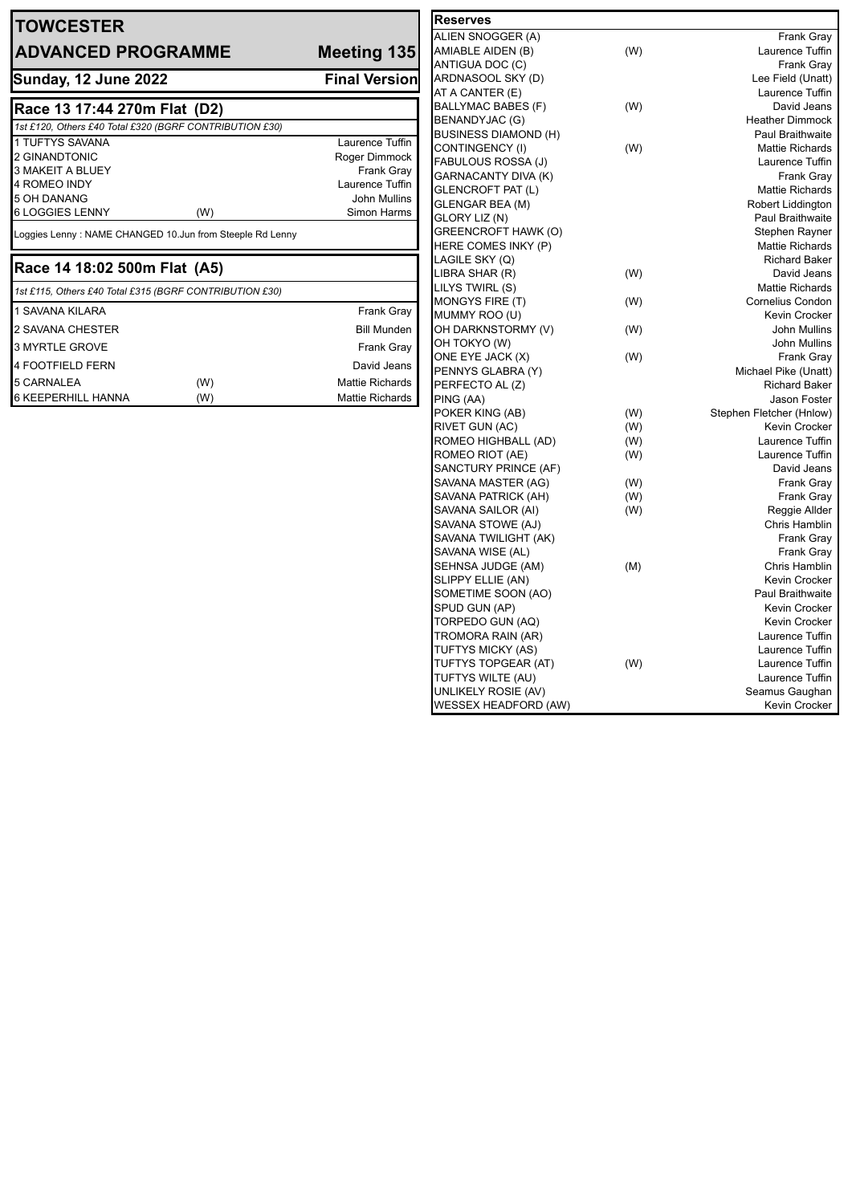# TOWCESTER

## ADVANCED PROGRAMME — Meeting 135

**Sunday, 12 June 2022** — **Final Version**

## Race 13 17:44 270m Flat (D2)

*1st £120, Others £40 Total £320 (BGRF CONTRIBUTION £30)*

| | | |
|---|---|---|
| 1 TUFTYS SAVANA | | Laurence Tuffin |
| 2 GINANDTONIC | | Roger Dimmock |
| 3 MAKEIT A BLUEY | | Frank Gray |
| 4 ROMEO INDY | | Laurence Tuffin |
| 5 OH DANANG | | John Mullins |
| 6 LOGGIES LENNY | (W) | Simon Harms |

Loggies Lenny : NAME CHANGED 10.Jun from Steeple Rd Lenny

## Race 14 18:02 500m Flat (A5)

*1st £115, Others £40 Total £315 (BGRF CONTRIBUTION £30)*

| | | |
|---|---|---|
| 1 SAVANA KILARA | | Frank Gray |
| 2 SAVANA CHESTER | | Bill Munden |
| 3 MYRTLE GROVE | | Frank Gray |
| 4 FOOTFIELD FERN | | David Jeans |
| 5 CARNALEA | (W) | Mattie Richards |
| 6 KEEPERHILL HANNA | (W) | Mattie Richards |

## Reserves

| | | |
|---|---|---|
| ALIEN SNOGGER (A) | | Frank Gray |
| AMIABLE AIDEN (B) | (W) | Laurence Tuffin |
| ANTIGUA DOC (C) | | Frank Gray |
| ARDNASOOL SKY (D) | | Lee Field (Unatt) |
| AT A CANTER (E) | | Laurence Tuffin |
| BALLYMAC BABES (F) | (W) | David Jeans |
| BENANDYJAC (G) | | Heather Dimmock |
| BUSINESS DIAMOND (H) | | Paul Braithwaite |
| CONTINGENCY (I) | (W) | Mattie Richards |
| FABULOUS ROSSA (J) | | Laurence Tuffin |
| GARNACANTY DIVA (K) | | Frank Gray |
| GLENCROFT PAT (L) | | Mattie Richards |
| GLENGAR BEA (M) | | Robert Liddington |
| GLORY LIZ (N) | | Paul Braithwaite |
| GREENCROFT HAWK (O) | | Stephen Rayner |
| HERE COMES INKY (P) | | Mattie Richards |
| LAGILE SKY (Q) | | Richard Baker |
| LIBRA SHAR (R) | (W) | David Jeans |
| LILYS TWIRL (S) | | Mattie Richards |
| MONGYS FIRE (T) | (W) | Cornelius Condon |
| MUMMY ROO (U) | | Kevin Crocker |
| OH DARKNSTORMY (V) | (W) | John Mullins |
| OH TOKYO (W) | | John Mullins |
| ONE EYE JACK (X) | (W) | Frank Gray |
| PENNYS GLABRA (Y) | | Michael Pike (Unatt) |
| PERFECTO AL (Z) | | Richard Baker |
| PING (AA) | | Jason Foster |
| POKER KING (AB) | (W) | Stephen Fletcher (Hnlow) |
| RIVET GUN (AC) | (W) | Kevin Crocker |
| ROMEO HIGHBALL (AD) | (W) | Laurence Tuffin |
| ROMEO RIOT (AE) | (W) | Laurence Tuffin |
| SANCTURY PRINCE (AF) | | David Jeans |
| SAVANA MASTER (AG) | (W) | Frank Gray |
| SAVANA PATRICK (AH) | (W) | Frank Gray |
| SAVANA SAILOR (AI) | (W) | Reggie Allder |
| SAVANA STOWE (AJ) | | Chris Hamblin |
| SAVANA TWILIGHT (AK) | | Frank Gray |
| SAVANA WISE (AL) | | Frank Gray |
| SEHNSA JUDGE (AM) | (M) | Chris Hamblin |
| SLIPPY ELLIE (AN) | | Kevin Crocker |
| SOMETIME SOON (AO) | | Paul Braithwaite |
| SPUD GUN (AP) | | Kevin Crocker |
| TORPEDO GUN (AQ) | | Kevin Crocker |
| TROMORA RAIN (AR) | | Laurence Tuffin |
| TUFTYS MICKY (AS) | | Laurence Tuffin |
| TUFTYS TOPGEAR (AT) | (W) | Laurence Tuffin |
| TUFTYS WILTE (AU) | | Laurence Tuffin |
| UNLIKELY ROSIE (AV) | | Seamus Gaughan |
| WESSEX HEADFORD (AW) | | Kevin Crocker |